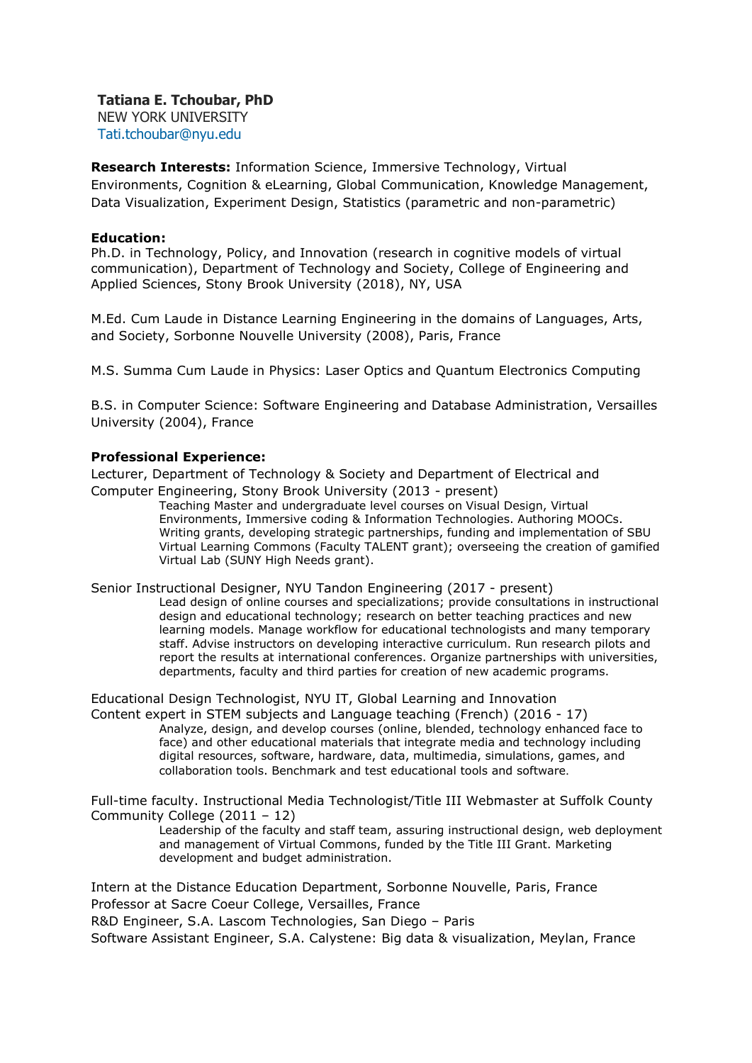**Tatiana E. Tchoubar, PhD**
NEW YORK UNIVERSITY
Tati.tchoubar@nyu.edu

**Research Interests:** Information Science, Immersive Technology, Virtual Environments, Cognition & eLearning, Global Communication, Knowledge Management, Data Visualization, Experiment Design, Statistics (parametric and non-parametric)

**Education:**

Ph.D. in Technology, Policy, and Innovation (research in cognitive models of virtual communication), Department of Technology and Society, College of Engineering and Applied Sciences, Stony Brook University (2018), NY, USA

M.Ed. Cum Laude in Distance Learning Engineering in the domains of Languages, Arts, and Society, Sorbonne Nouvelle University (2008), Paris, France

M.S. Summa Cum Laude in Physics: Laser Optics and Quantum Electronics Computing

B.S. in Computer Science: Software Engineering and Database Administration, Versailles University (2004), France

**Professional Experience:**

Lecturer, Department of Technology & Society and Department of Electrical and Computer Engineering, Stony Brook University (2013 - present)

> Teaching Master and undergraduate level courses on Visual Design, Virtual Environments, Immersive coding & Information Technologies. Authoring MOOCs. Writing grants, developing strategic partnerships, funding and implementation of SBU Virtual Learning Commons (Faculty TALENT grant); overseeing the creation of gamified Virtual Lab (SUNY High Needs grant).

Senior Instructional Designer, NYU Tandon Engineering (2017 - present)

> Lead design of online courses and specializations; provide consultations in instructional design and educational technology; research on better teaching practices and new learning models. Manage workflow for educational technologists and many temporary staff. Advise instructors on developing interactive curriculum. Run research pilots and report the results at international conferences. Organize partnerships with universities, departments, faculty and third parties for creation of new academic programs.

Educational Design Technologist, NYU IT, Global Learning and Innovation
Content expert in STEM subjects and Language teaching (French) (2016 - 17)

> Analyze, design, and develop courses (online, blended, technology enhanced face to face) and other educational materials that integrate media and technology including digital resources, software, hardware, data, multimedia, simulations, games, and collaboration tools. Benchmark and test educational tools and software.

Full-time faculty. Instructional Media Technologist/Title III Webmaster at Suffolk County Community College (2011 – 12)

> Leadership of the faculty and staff team, assuring instructional design, web deployment and management of Virtual Commons, funded by the Title III Grant. Marketing development and budget administration.

Intern at the Distance Education Department, Sorbonne Nouvelle, Paris, France
Professor at Sacre Coeur College, Versailles, France
R&D Engineer, S.A. Lascom Technologies, San Diego – Paris
Software Assistant Engineer, S.A. Calystene: Big data & visualization, Meylan, France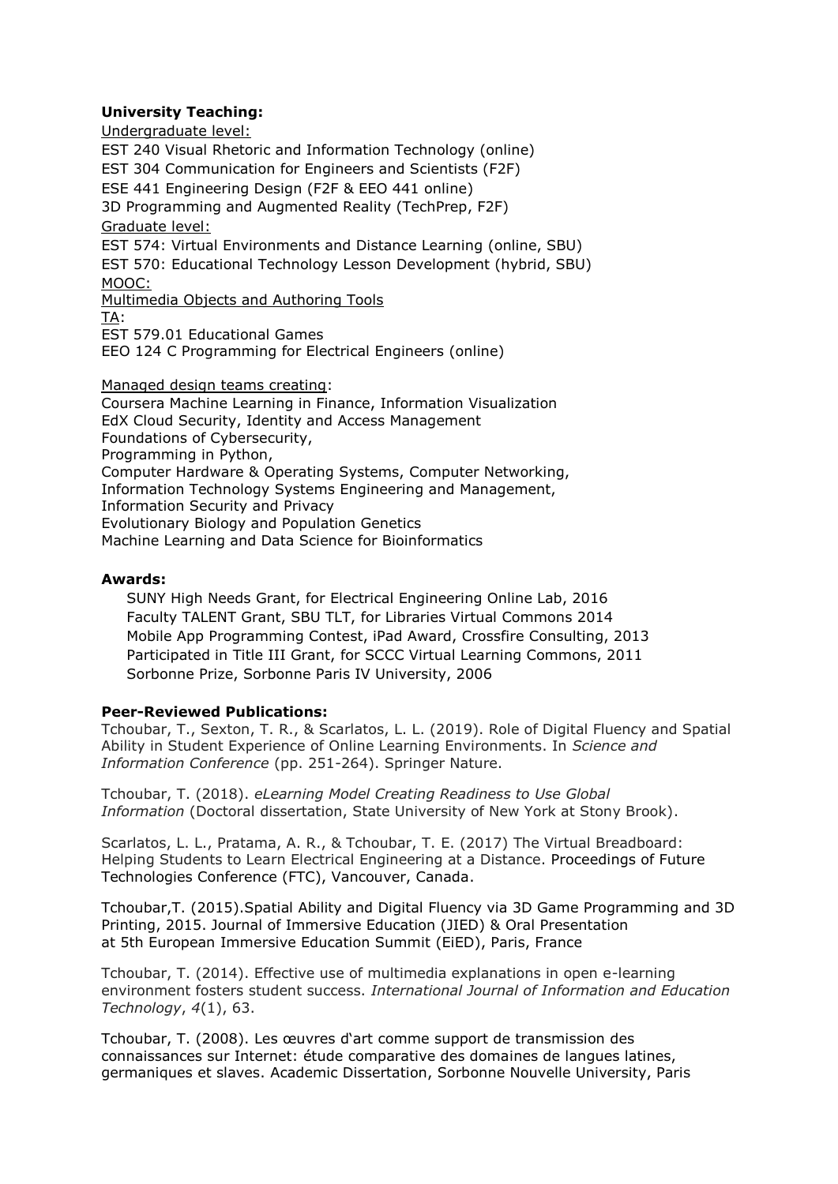**University Teaching:**

<u>Undergraduate level:</u>

EST 240 Visual Rhetoric and Information Technology (online)
EST 304 Communication for Engineers and Scientists (F2F)
ESE 441 Engineering Design (F2F & EEO 441 online)
3D Programming and Augmented Reality (TechPrep, F2F)

<u>Graduate level:</u>

EST 574: Virtual Environments and Distance Learning (online, SBU)
EST 570: Educational Technology Lesson Development (hybrid, SBU)

<u>MOOC:</u>

<u>Multimedia Objects and Authoring Tools</u>

<u>TA</u>:

EST 579.01 Educational Games
EEO 124 C Programming for Electrical Engineers (online)

<u>Managed design teams creating</u>:

Coursera Machine Learning in Finance, Information Visualization
EdX Cloud Security, Identity and Access Management
Foundations of Cybersecurity,
Programming in Python,
Computer Hardware & Operating Systems, Computer Networking,
Information Technology Systems Engineering and Management,
Information Security and Privacy
Evolutionary Biology and Population Genetics
Machine Learning and Data Science for Bioinformatics

**Awards:**

SUNY High Needs Grant, for Electrical Engineering Online Lab, 2016
Faculty TALENT Grant, SBU TLT, for Libraries Virtual Commons 2014
Mobile App Programming Contest, iPad Award, Crossfire Consulting, 2013
Participated in Title III Grant, for SCCC Virtual Learning Commons, 2011
Sorbonne Prize, Sorbonne Paris IV University, 2006

**Peer-Reviewed Publications:**

Tchoubar, T., Sexton, T. R., & Scarlatos, L. L. (2019). Role of Digital Fluency and Spatial Ability in Student Experience of Online Learning Environments. In *Science and Information Conference* (pp. 251-264). Springer Nature.

Tchoubar, T. (2018). *eLearning Model Creating Readiness to Use Global Information* (Doctoral dissertation, State University of New York at Stony Brook).

Scarlatos, L. L., Pratama, A. R., & Tchoubar, T. E. (2017) The Virtual Breadboard: Helping Students to Learn Electrical Engineering at a Distance. Proceedings of Future Technologies Conference (FTC), Vancouver, Canada.

Tchoubar,T. (2015).Spatial Ability and Digital Fluency via 3D Game Programming and 3D Printing, 2015. Journal of Immersive Education (JIED) & Oral Presentation at 5th European Immersive Education Summit (EiED), Paris, France

Tchoubar, T. (2014). Effective use of multimedia explanations in open e-learning environment fosters student success. *International Journal of Information and Education Technology*, *4*(1), 63.

Tchoubar, T. (2008). Les œuvres d'art comme support de transmission des connaissances sur Internet: étude comparative des domaines de langues latines, germaniques et slaves. Academic Dissertation, Sorbonne Nouvelle University, Paris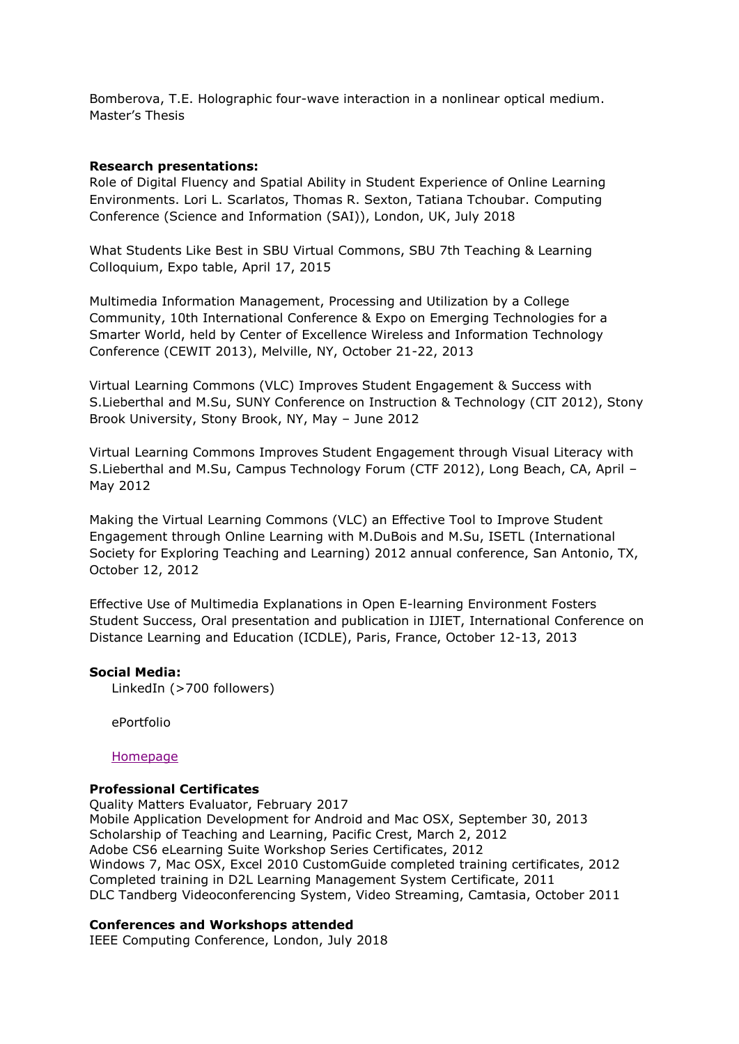Bomberova, T.E. Holographic four-wave interaction in a nonlinear optical medium. Master's Thesis

**Research presentations:**
Role of Digital Fluency and Spatial Ability in Student Experience of Online Learning Environments. Lori L. Scarlatos, Thomas R. Sexton, Tatiana Tchoubar. Computing Conference (Science and Information (SAI)), London, UK, July 2018

What Students Like Best in SBU Virtual Commons, SBU 7th Teaching & Learning Colloquium, Expo table, April 17, 2015

Multimedia Information Management, Processing and Utilization by a College Community, 10th International Conference & Expo on Emerging Technologies for a Smarter World, held by Center of Excellence Wireless and Information Technology Conference (CEWIT 2013), Melville, NY, October 21-22, 2013

Virtual Learning Commons (VLC) Improves Student Engagement & Success with S.Lieberthal and M.Su, SUNY Conference on Instruction & Technology (CIT 2012), Stony Brook University, Stony Brook, NY, May – June 2012

Virtual Learning Commons Improves Student Engagement through Visual Literacy with S.Lieberthal and M.Su, Campus Technology Forum (CTF 2012), Long Beach, CA, April – May 2012

Making the Virtual Learning Commons (VLC) an Effective Tool to Improve Student Engagement through Online Learning with M.DuBois and M.Su, ISETL (International Society for Exploring Teaching and Learning) 2012 annual conference, San Antonio, TX, October 12, 2012

Effective Use of Multimedia Explanations in Open E-learning Environment Fosters Student Success, Oral presentation and publication in IJIET, International Conference on Distance Learning and Education (ICDLE), Paris, France, October 12-13, 2013

**Social Media:**

LinkedIn (>700 followers)

ePortfolio

Homepage

**Professional Certificates**
Quality Matters Evaluator, February 2017
Mobile Application Development for Android and Mac OSX, September 30, 2013
Scholarship of Teaching and Learning, Pacific Crest, March 2, 2012
Adobe CS6 eLearning Suite Workshop Series Certificates, 2012
Windows 7, Mac OSX, Excel 2010 CustomGuide completed training certificates, 2012
Completed training in D2L Learning Management System Certificate, 2011
DLC Tandberg Videoconferencing System, Video Streaming, Camtasia, October 2011

**Conferences and Workshops attended**
IEEE Computing Conference, London, July 2018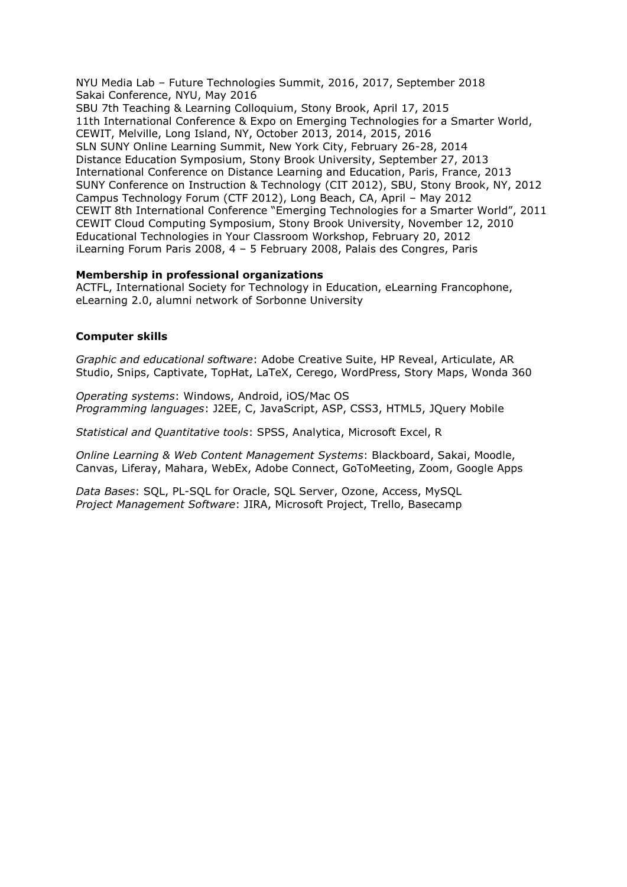NYU Media Lab – Future Technologies Summit, 2016, 2017, September 2018
Sakai Conference, NYU, May 2016
SBU 7th Teaching & Learning Colloquium, Stony Brook, April 17, 2015
11th International Conference & Expo on Emerging Technologies for a Smarter World, CEWIT, Melville, Long Island, NY, October 2013, 2014, 2015, 2016
SLN SUNY Online Learning Summit, New York City, February 26-28, 2014
Distance Education Symposium, Stony Brook University, September 27, 2013
International Conference on Distance Learning and Education, Paris, France, 2013
SUNY Conference on Instruction & Technology (CIT 2012), SBU, Stony Brook, NY, 2012
Campus Technology Forum (CTF 2012), Long Beach, CA, April – May 2012
CEWIT 8th International Conference "Emerging Technologies for a Smarter World", 2011
CEWIT Cloud Computing Symposium, Stony Brook University, November 12, 2010
Educational Technologies in Your Classroom Workshop, February 20, 2012
iLearning Forum Paris 2008, 4 – 5 February 2008, Palais des Congres, Paris

**Membership in professional organizations**
ACTFL, International Society for Technology in Education, eLearning Francophone, eLearning 2.0, alumni network of Sorbonne University

**Computer skills**

*Graphic and educational software*: Adobe Creative Suite, HP Reveal, Articulate, AR Studio, Snips, Captivate, TopHat, LaTeX, Cerego, WordPress, Story Maps, Wonda 360

*Operating systems*: Windows, Android, iOS/Mac OS
*Programming languages*: J2EE, C, JavaScript, ASP, CSS3, HTML5, JQuery Mobile

*Statistical and Quantitative tools*: SPSS, Analytica, Microsoft Excel, R

*Online Learning & Web Content Management Systems*: Blackboard, Sakai, Moodle, Canvas, Liferay, Mahara, WebEx, Adobe Connect, GoToMeeting, Zoom, Google Apps

*Data Bases*: SQL, PL-SQL for Oracle, SQL Server, Ozone, Access, MySQL
*Project Management Software*: JIRA, Microsoft Project, Trello, Basecamp